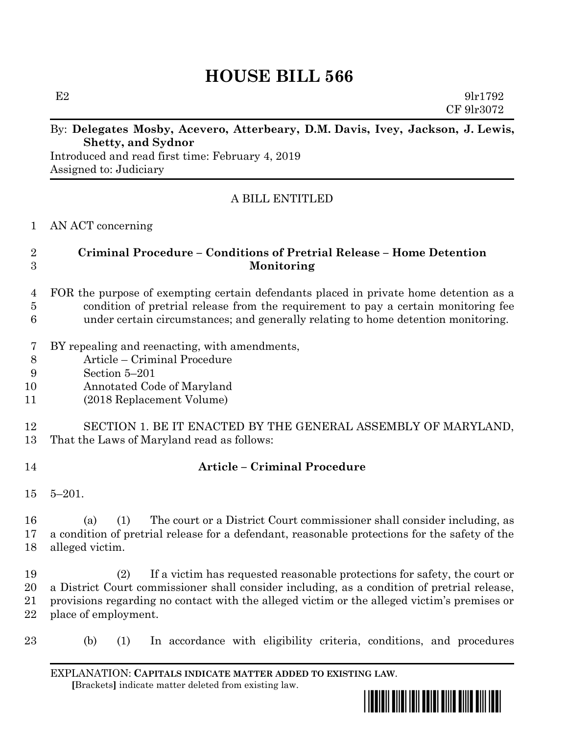# HOUSE BILL 566

E2 9lr1792
CF 9lr3072

By: **Delegates Mosby, Acevero, Atterbeary, D.M. Davis, Ivey, Jackson, J. Lewis, Shetty, and Sydnor**

Introduced and read first time: February 4, 2019
Assigned to: Judiciary

A BILL ENTITLED

1 AN ACT concerning

2 **Criminal Procedure – Conditions of Pretrial Release – Home Detention**
3 **Monitoring**

4 FOR the purpose of exempting certain defendants placed in private home detention as a
5 condition of pretrial release from the requirement to pay a certain monitoring fee
6 under certain circumstances; and generally relating to home detention monitoring.

7 BY repealing and reenacting, with amendments,
8 Article – Criminal Procedure
9 Section 5–201
10 Annotated Code of Maryland
11 (2018 Replacement Volume)

12 SECTION 1. BE IT ENACTED BY THE GENERAL ASSEMBLY OF MARYLAND,
13 That the Laws of Maryland read as follows:

14 **Article – Criminal Procedure**

15 5–201.

16 (a) (1) The court or a District Court commissioner shall consider including, as
17 a condition of pretrial release for a defendant, reasonable protections for the safety of the
18 alleged victim.

19 (2) If a victim has requested reasonable protections for safety, the court or
20 a District Court commissioner shall consider including, as a condition of pretrial release,
21 provisions regarding no contact with the alleged victim or the alleged victim's premises or
22 place of employment.

23 (b) (1) In accordance with eligibility criteria, conditions, and procedures

EXPLANATION: **CAPITALS INDICATE MATTER ADDED TO EXISTING LAW.**
**[**Brackets**]** indicate matter deleted from existing law.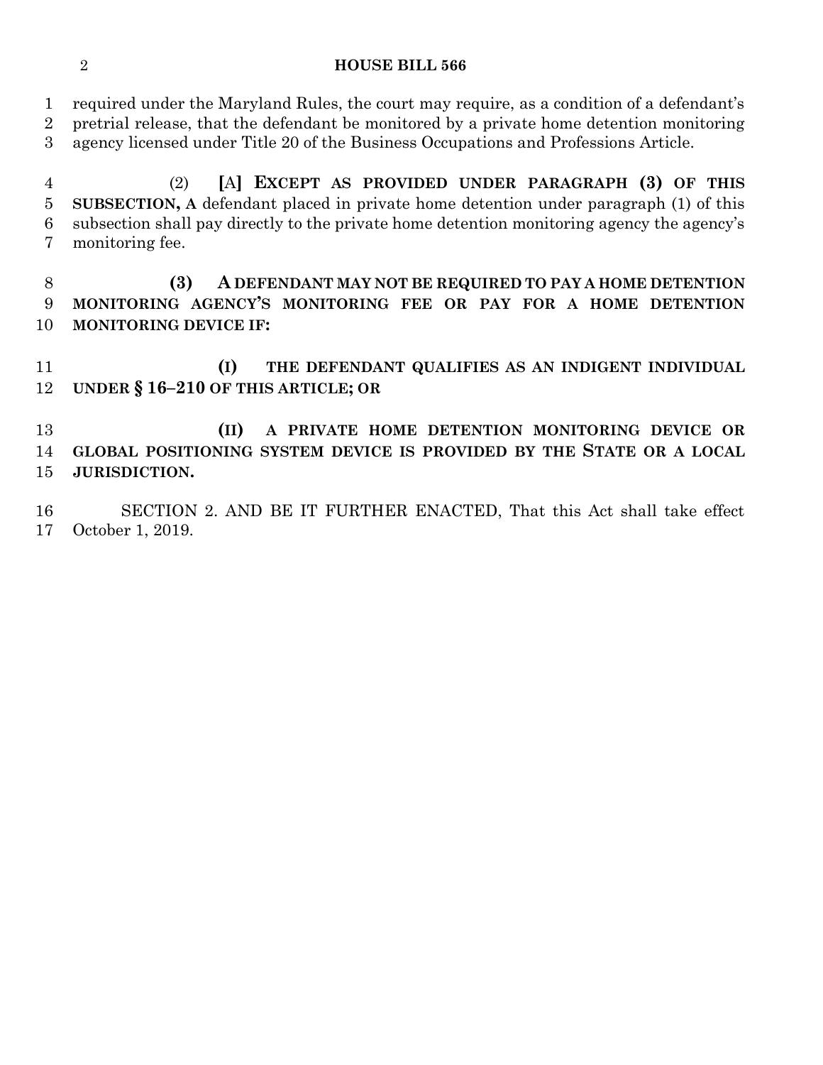required under the Maryland Rules, the court may require, as a condition of a defendant's pretrial release, that the defendant be monitored by a private home detention monitoring agency licensed under Title 20 of the Business Occupations and Professions Article.

(2) **[**A**] EXCEPT AS PROVIDED UNDER PARAGRAPH (3) OF THIS SUBSECTION, A** defendant placed in private home detention under paragraph (1) of this subsection shall pay directly to the private home detention monitoring agency the agency's monitoring fee.

**(3) A DEFENDANT MAY NOT BE REQUIRED TO PAY A HOME DETENTION MONITORING AGENCY'S MONITORING FEE OR PAY FOR A HOME DETENTION MONITORING DEVICE IF:**

**(I) THE DEFENDANT QUALIFIES AS AN INDIGENT INDIVIDUAL UNDER § 16–210 OF THIS ARTICLE; OR**

**(II) A PRIVATE HOME DETENTION MONITORING DEVICE OR GLOBAL POSITIONING SYSTEM DEVICE IS PROVIDED BY THE STATE OR A LOCAL JURISDICTION.**

SECTION 2. AND BE IT FURTHER ENACTED, That this Act shall take effect October 1, 2019.